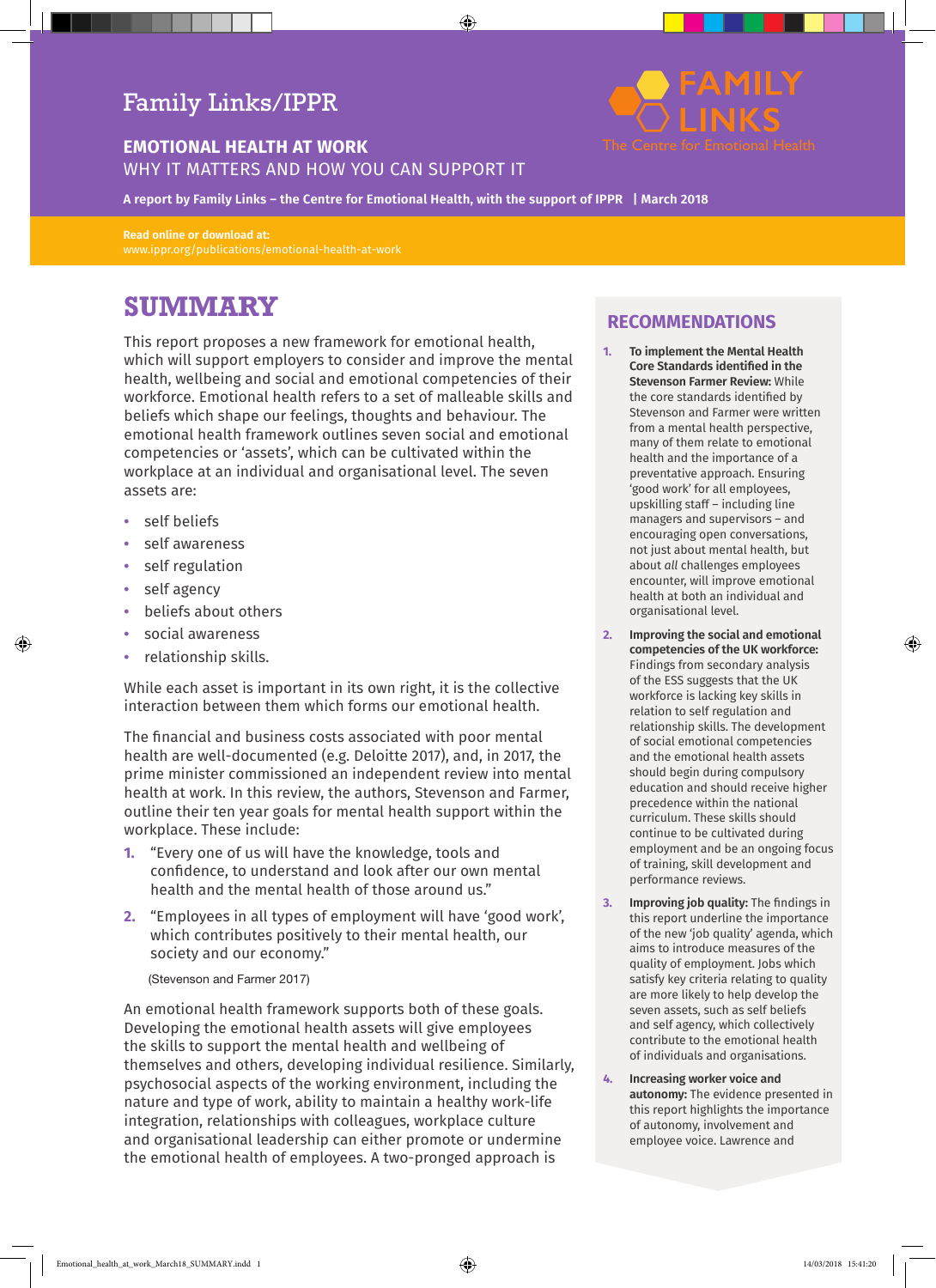Family Links/IPPR

FAMILY LINKS
The Centre for Emotional Health

**EMOTIONAL HEALTH AT WORK**
WHY IT MATTERS AND HOW YOU CAN SUPPORT IT

**A report by Family Links – the Centre for Emotional Health, with the support of IPPR | March 2018**

**Read online or download at:**
www.ippr.org/publications/emotional-health-at-work

# SUMMARY

This report proposes a new framework for emotional health, which will support employers to consider and improve the mental health, wellbeing and social and emotional competencies of their workforce. Emotional health refers to a set of malleable skills and beliefs which shape our feelings, thoughts and behaviour. The emotional health framework outlines seven social and emotional competencies or 'assets', which can be cultivated within the workplace at an individual and organisational level. The seven assets are:

- self beliefs
- self awareness
- self regulation
- self agency
- beliefs about others
- social awareness
- relationship skills.

While each asset is important in its own right, it is the collective interaction between them which forms our emotional health.

The financial and business costs associated with poor mental health are well-documented (e.g. Deloitte 2017), and, in 2017, the prime minister commissioned an independent review into mental health at work. In this review, the authors, Stevenson and Farmer, outline their ten year goals for mental health support within the workplace. These include:

1. "Every one of us will have the knowledge, tools and confidence, to understand and look after our own mental health and the mental health of those around us."
2. "Employees in all types of employment will have 'good work', which contributes positively to their mental health, our society and our economy."

(Stevenson and Farmer 2017)

An emotional health framework supports both of these goals. Developing the emotional health assets will give employees the skills to support the mental health and wellbeing of themselves and others, developing individual resilience. Similarly, psychosocial aspects of the working environment, including the nature and type of work, ability to maintain a healthy work-life integration, relationships with colleagues, workplace culture and organisational leadership can either promote or undermine the emotional health of employees. A two-pronged approach is

## RECOMMENDATIONS

1. **To implement the Mental Health Core Standards identified in the Stevenson Farmer Review:** While the core standards identified by Stevenson and Farmer were written from a mental health perspective, many of them relate to emotional health and the importance of a preventative approach. Ensuring 'good work' for all employees, upskilling staff – including line managers and supervisors – and encouraging open conversations, not just about mental health, but about *all* challenges employees encounter, will improve emotional health at both an individual and organisational level.
2. **Improving the social and emotional competencies of the UK workforce:** Findings from secondary analysis of the ESS suggests that the UK workforce is lacking key skills in relation to self regulation and relationship skills. The development of social emotional competencies and the emotional health assets should begin during compulsory education and should receive higher precedence within the national curriculum. These skills should continue to be cultivated during employment and be an ongoing focus of training, skill development and performance reviews.
3. **Improving job quality:** The findings in this report underline the importance of the new 'job quality' agenda, which aims to introduce measures of the quality of employment. Jobs which satisfy key criteria relating to quality are more likely to help develop the seven assets, such as self beliefs and self agency, which collectively contribute to the emotional health of individuals and organisations.
4. **Increasing worker voice and autonomy:** The evidence presented in this report highlights the importance of autonomy, involvement and employee voice. Lawrence and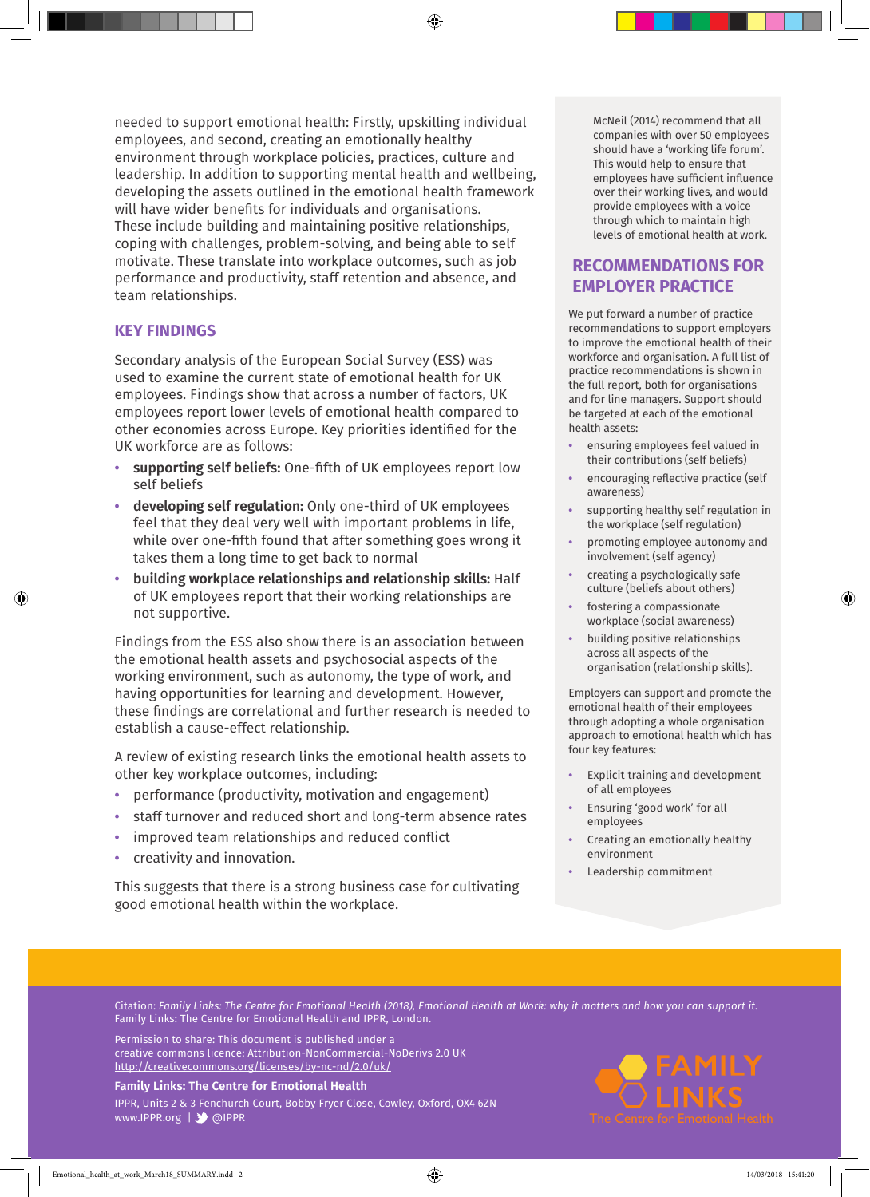needed to support emotional health: Firstly, upskilling individual employees, and second, creating an emotionally healthy environment through workplace policies, practices, culture and leadership. In addition to supporting mental health and wellbeing, developing the assets outlined in the emotional health framework will have wider benefits for individuals and organisations. These include building and maintaining positive relationships, coping with challenges, problem-solving, and being able to self motivate. These translate into workplace outcomes, such as job performance and productivity, staff retention and absence, and team relationships.

## KEY FINDINGS

Secondary analysis of the European Social Survey (ESS) was used to examine the current state of emotional health for UK employees. Findings show that across a number of factors, UK employees report lower levels of emotional health compared to other economies across Europe. Key priorities identified for the UK workforce are as follows:

- **supporting self beliefs:** One-fifth of UK employees report low self beliefs
- **developing self regulation:** Only one-third of UK employees feel that they deal very well with important problems in life, while over one-fifth found that after something goes wrong it takes them a long time to get back to normal
- **building workplace relationships and relationship skills:** Half of UK employees report that their working relationships are not supportive.

Findings from the ESS also show there is an association between the emotional health assets and psychosocial aspects of the working environment, such as autonomy, the type of work, and having opportunities for learning and development. However, these findings are correlational and further research is needed to establish a cause-effect relationship.

A review of existing research links the emotional health assets to other key workplace outcomes, including:

- performance (productivity, motivation and engagement)
- staff turnover and reduced short and long-term absence rates
- improved team relationships and reduced conflict
- creativity and innovation.

This suggests that there is a strong business case for cultivating good emotional health within the workplace.

McNeil (2014) recommend that all companies with over 50 employees should have a 'working life forum'. This would help to ensure that employees have sufficient influence over their working lives, and would provide employees with a voice through which to maintain high levels of emotional health at work.

## RECOMMENDATIONS FOR EMPLOYER PRACTICE

We put forward a number of practice recommendations to support employers to improve the emotional health of their workforce and organisation. A full list of practice recommendations is shown in the full report, both for organisations and for line managers. Support should be targeted at each of the emotional health assets:

- ensuring employees feel valued in their contributions (self beliefs)
- encouraging reflective practice (self awareness)
- supporting healthy self regulation in the workplace (self regulation)
- promoting employee autonomy and involvement (self agency)
- creating a psychologically safe culture (beliefs about others)
- fostering a compassionate workplace (social awareness)
- building positive relationships across all aspects of the organisation (relationship skills).

Employers can support and promote the emotional health of their employees through adopting a whole organisation approach to emotional health which has four key features:

- Explicit training and development of all employees
- Ensuring 'good work' for all employees
- Creating an emotionally healthy environment
- Leadership commitment

Citation: *Family Links: The Centre for Emotional Health (2018), Emotional Health at Work: why it matters and how you can support it.* Family Links: The Centre for Emotional Health and IPPR, London.

Permission to share: This document is published under a creative commons licence: Attribution-NonCommercial-NoDerivs 2.0 UK http://creativecommons.org/licenses/by-nc-nd/2.0/uk/

**Family Links: The Centre for Emotional Health**

IPPR, Units 2 & 3 Fenchurch Court, Bobby Fryer Close, Cowley, Oxford, OX4 6ZN
www.IPPR.org | @IPPR

FAMILY LINKS
The Centre for Emotional Health